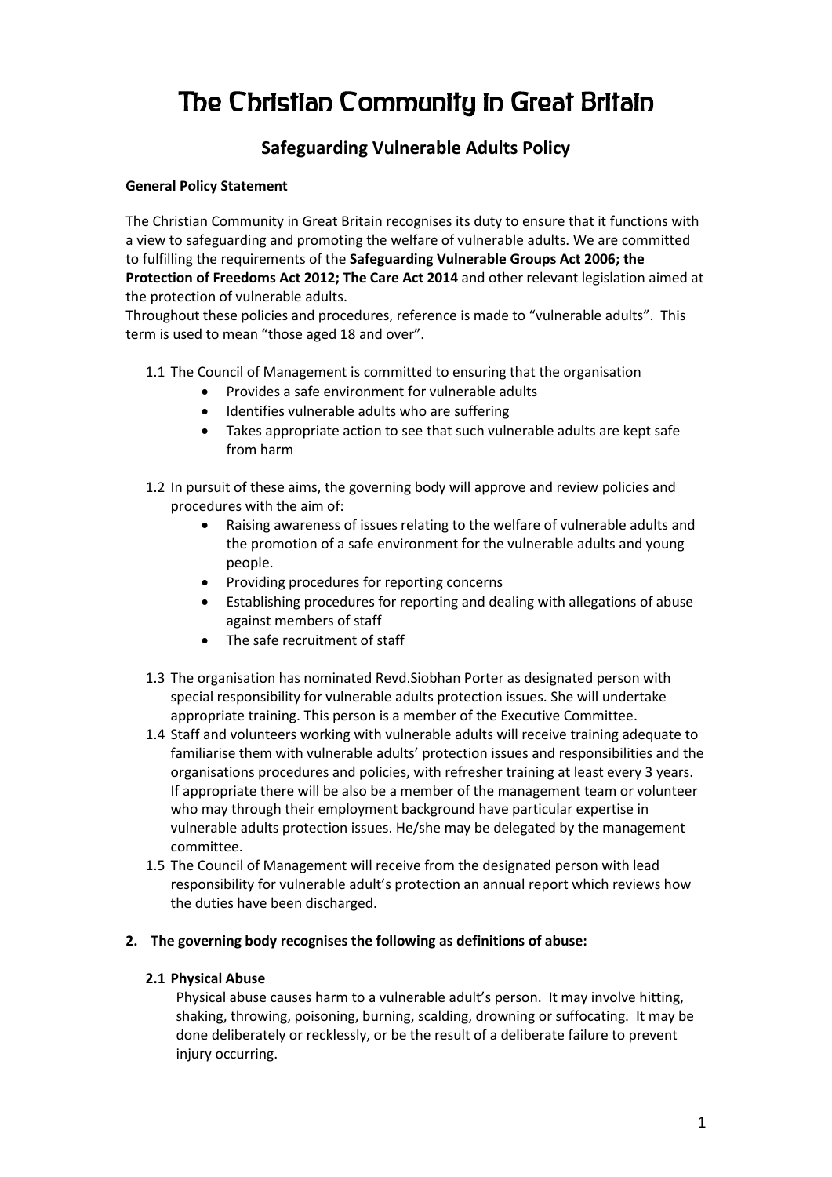# The Christian Community in Great Britain

## Safeguarding Vulnerable Adults Policy

**General Policy Statement**

The Christian Community in Great Britain recognises its duty to ensure that it functions with a view to safeguarding and promoting the welfare of vulnerable adults. We are committed to fulfilling the requirements of the **Safeguarding Vulnerable Groups Act 2006; the Protection of Freedoms Act 2012; The Care Act 2014** and other relevant legislation aimed at the protection of vulnerable adults.

Throughout these policies and procedures, reference is made to "vulnerable adults". This term is used to mean "those aged 18 and over".

1.1 The Council of Management is committed to ensuring that the organisation
   - Provides a safe environment for vulnerable adults
   - Identifies vulnerable adults who are suffering
   - Takes appropriate action to see that such vulnerable adults are kept safe from harm

1.2 In pursuit of these aims, the governing body will approve and review policies and procedures with the aim of:
   - Raising awareness of issues relating to the welfare of vulnerable adults and the promotion of a safe environment for the vulnerable adults and young people.
   - Providing procedures for reporting concerns
   - Establishing procedures for reporting and dealing with allegations of abuse against members of staff
   - The safe recruitment of staff

1.3 The organisation has nominated Revd.Siobhan Porter as designated person with special responsibility for vulnerable adults protection issues. She will undertake appropriate training. This person is a member of the Executive Committee.

1.4 Staff and volunteers working with vulnerable adults will receive training adequate to familiarise them with vulnerable adults' protection issues and responsibilities and the organisations procedures and policies, with refresher training at least every 3 years. If appropriate there will be also be a member of the management team or volunteer who may through their employment background have particular expertise in vulnerable adults protection issues. He/she may be delegated by the management committee.

1.5 The Council of Management will receive from the designated person with lead responsibility for vulnerable adult's protection an annual report which reviews how the duties have been discharged.

**2. The governing body recognises the following as definitions of abuse:**

**2.1 Physical Abuse**

Physical abuse causes harm to a vulnerable adult's person. It may involve hitting, shaking, throwing, poisoning, burning, scalding, drowning or suffocating. It may be done deliberately or recklessly, or be the result of a deliberate failure to prevent injury occurring.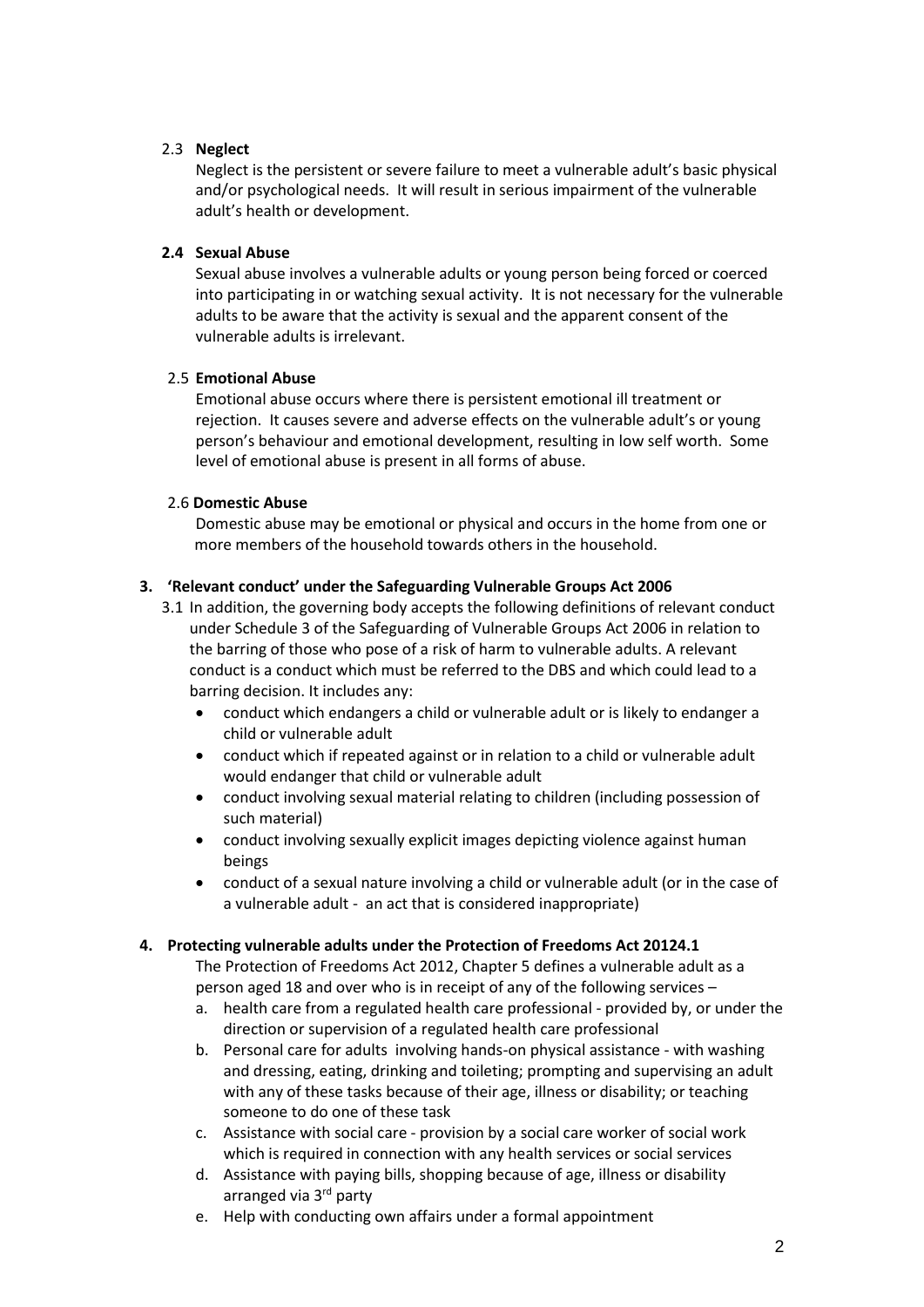### 2.3 **Neglect**

Neglect is the persistent or severe failure to meet a vulnerable adult's basic physical and/or psychological needs. It will result in serious impairment of the vulnerable adult's health or development.

### **2.4 Sexual Abuse**

Sexual abuse involves a vulnerable adults or young person being forced or coerced into participating in or watching sexual activity. It is not necessary for the vulnerable adults to be aware that the activity is sexual and the apparent consent of the vulnerable adults is irrelevant.

### 2.5 **Emotional Abuse**

Emotional abuse occurs where there is persistent emotional ill treatment or rejection. It causes severe and adverse effects on the vulnerable adult's or young person's behaviour and emotional development, resulting in low self worth. Some level of emotional abuse is present in all forms of abuse.

### 2.6 **Domestic Abuse**

Domestic abuse may be emotional or physical and occurs in the home from one or more members of the household towards others in the household.

## **3. 'Relevant conduct' under the Safeguarding Vulnerable Groups Act 2006**

3.1 In addition, the governing body accepts the following definitions of relevant conduct under Schedule 3 of the Safeguarding of Vulnerable Groups Act 2006 in relation to the barring of those who pose of a risk of harm to vulnerable adults. A relevant conduct is a conduct which must be referred to the DBS and which could lead to a barring decision. It includes any:

- conduct which endangers a child or vulnerable adult or is likely to endanger a child or vulnerable adult
- conduct which if repeated against or in relation to a child or vulnerable adult would endanger that child or vulnerable adult
- conduct involving sexual material relating to children (including possession of such material)
- conduct involving sexually explicit images depicting violence against human beings
- conduct of a sexual nature involving a child or vulnerable adult (or in the case of a vulnerable adult - an act that is considered inappropriate)

## **4. Protecting vulnerable adults under the Protection of Freedoms Act 20124.1**

The Protection of Freedoms Act 2012, Chapter 5 defines a vulnerable adult as a person aged 18 and over who is in receipt of any of the following services –

a. health care from a regulated health care professional - provided by, or under the direction or supervision of a regulated health care professional
b. Personal care for adults involving hands-on physical assistance - with washing and dressing, eating, drinking and toileting; prompting and supervising an adult with any of these tasks because of their age, illness or disability; or teaching someone to do one of these task
c. Assistance with social care - provision by a social care worker of social work which is required in connection with any health services or social services
d. Assistance with paying bills, shopping because of age, illness or disability arranged via 3rd party
e. Help with conducting own affairs under a formal appointment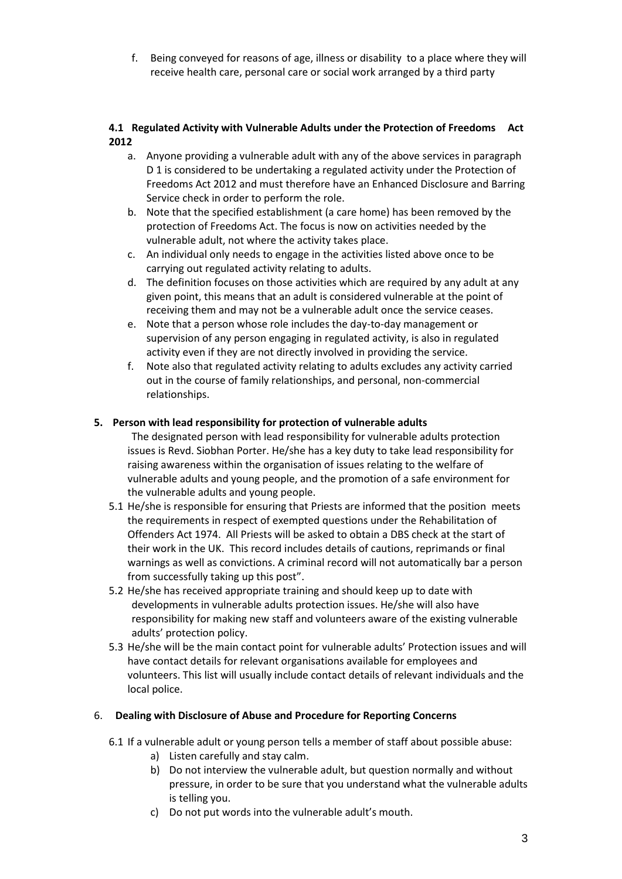f. Being conveyed for reasons of age, illness or disability to a place where they will receive health care, personal care or social work arranged by a third party

**4.1 Regulated Activity with Vulnerable Adults under the Protection of Freedoms Act 2012**

a. Anyone providing a vulnerable adult with any of the above services in paragraph D 1 is considered to be undertaking a regulated activity under the Protection of Freedoms Act 2012 and must therefore have an Enhanced Disclosure and Barring Service check in order to perform the role.
b. Note that the specified establishment (a care home) has been removed by the protection of Freedoms Act. The focus is now on activities needed by the vulnerable adult, not where the activity takes place.
c. An individual only needs to engage in the activities listed above once to be carrying out regulated activity relating to adults.
d. The definition focuses on those activities which are required by any adult at any given point, this means that an adult is considered vulnerable at the point of receiving them and may not be a vulnerable adult once the service ceases.
e. Note that a person whose role includes the day-to-day management or supervision of any person engaging in regulated activity, is also in regulated activity even if they are not directly involved in providing the service.
f. Note also that regulated activity relating to adults excludes any activity carried out in the course of family relationships, and personal, non-commercial relationships.

**5. Person with lead responsibility for protection of vulnerable adults**

The designated person with lead responsibility for vulnerable adults protection issues is Revd. Siobhan Porter. He/she has a key duty to take lead responsibility for raising awareness within the organisation of issues relating to the welfare of vulnerable adults and young people, and the promotion of a safe environment for the vulnerable adults and young people.

5.1 He/she is responsible for ensuring that Priests are informed that the position meets the requirements in respect of exempted questions under the Rehabilitation of Offenders Act 1974. All Priests will be asked to obtain a DBS check at the start of their work in the UK. This record includes details of cautions, reprimands or final warnings as well as convictions. A criminal record will not automatically bar a person from successfully taking up this post".

5.2 He/she has received appropriate training and should keep up to date with developments in vulnerable adults protection issues. He/she will also have responsibility for making new staff and volunteers aware of the existing vulnerable adults' protection policy.

5.3 He/she will be the main contact point for vulnerable adults' Protection issues and will have contact details for relevant organisations available for employees and volunteers. This list will usually include contact details of relevant individuals and the local police.

**6. Dealing with Disclosure of Abuse and Procedure for Reporting Concerns**

6.1 If a vulnerable adult or young person tells a member of staff about possible abuse:

a) Listen carefully and stay calm.
b) Do not interview the vulnerable adult, but question normally and without pressure, in order to be sure that you understand what the vulnerable adults is telling you.
c) Do not put words into the vulnerable adult's mouth.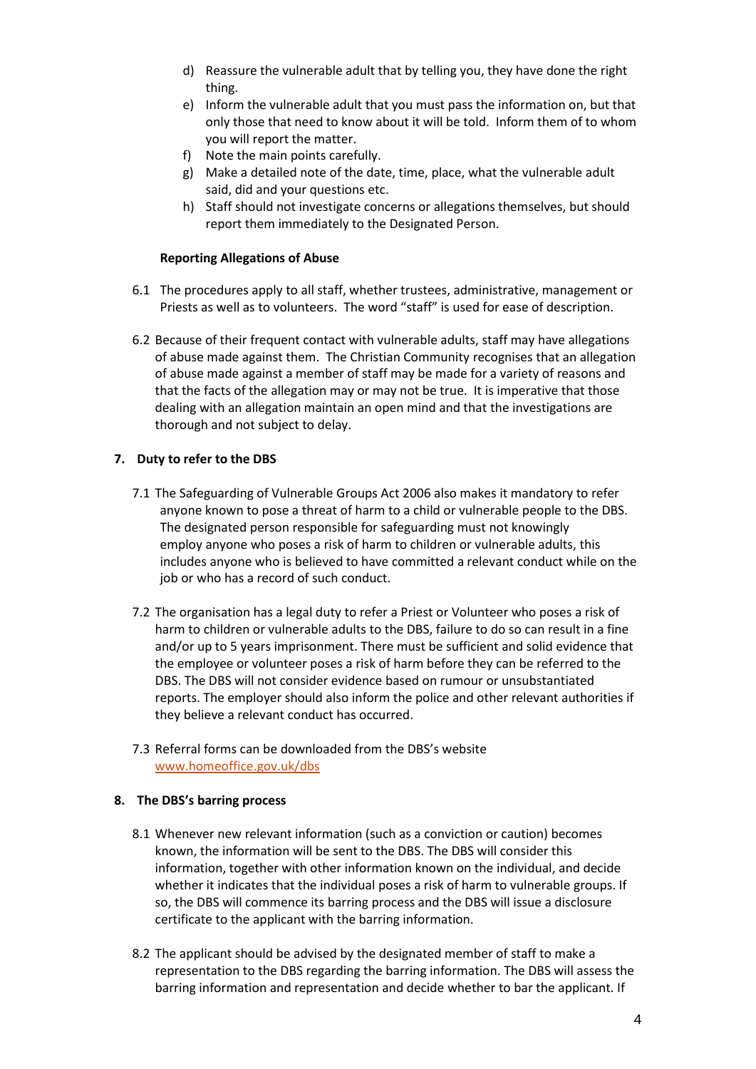d) Reassure the vulnerable adult that by telling you, they have done the right thing.
e) Inform the vulnerable adult that you must pass the information on, but that only those that need to know about it will be told. Inform them of to whom you will report the matter.
f) Note the main points carefully.
g) Make a detailed note of the date, time, place, what the vulnerable adult said, did and your questions etc.
h) Staff should not investigate concerns or allegations themselves, but should report them immediately to the Designated Person.

**Reporting Allegations of Abuse**

6.1 The procedures apply to all staff, whether trustees, administrative, management or Priests as well as to volunteers. The word "staff" is used for ease of description.

6.2 Because of their frequent contact with vulnerable adults, staff may have allegations of abuse made against them. The Christian Community recognises that an allegation of abuse made against a member of staff may be made for a variety of reasons and that the facts of the allegation may or may not be true. It is imperative that those dealing with an allegation maintain an open mind and that the investigations are thorough and not subject to delay.

## 7. Duty to refer to the DBS

7.1 The Safeguarding of Vulnerable Groups Act 2006 also makes it mandatory to refer anyone known to pose a threat of harm to a child or vulnerable people to the DBS. The designated person responsible for safeguarding must not knowingly employ anyone who poses a risk of harm to children or vulnerable adults, this includes anyone who is believed to have committed a relevant conduct while on the job or who has a record of such conduct.

7.2 The organisation has a legal duty to refer a Priest or Volunteer who poses a risk of harm to children or vulnerable adults to the DBS, failure to do so can result in a fine and/or up to 5 years imprisonment. There must be sufficient and solid evidence that the employee or volunteer poses a risk of harm before they can be referred to the DBS. The DBS will not consider evidence based on rumour or unsubstantiated reports. The employer should also inform the police and other relevant authorities if they believe a relevant conduct has occurred.

7.3 Referral forms can be downloaded from the DBS's website [www.homeoffice.gov.uk/dbs](www.homeoffice.gov.uk/dbs)

## 8. The DBS's barring process

8.1 Whenever new relevant information (such as a conviction or caution) becomes known, the information will be sent to the DBS. The DBS will consider this information, together with other information known on the individual, and decide whether it indicates that the individual poses a risk of harm to vulnerable groups. If so, the DBS will commence its barring process and the DBS will issue a disclosure certificate to the applicant with the barring information.

8.2 The applicant should be advised by the designated member of staff to make a representation to the DBS regarding the barring information. The DBS will assess the barring information and representation and decide whether to bar the applicant. If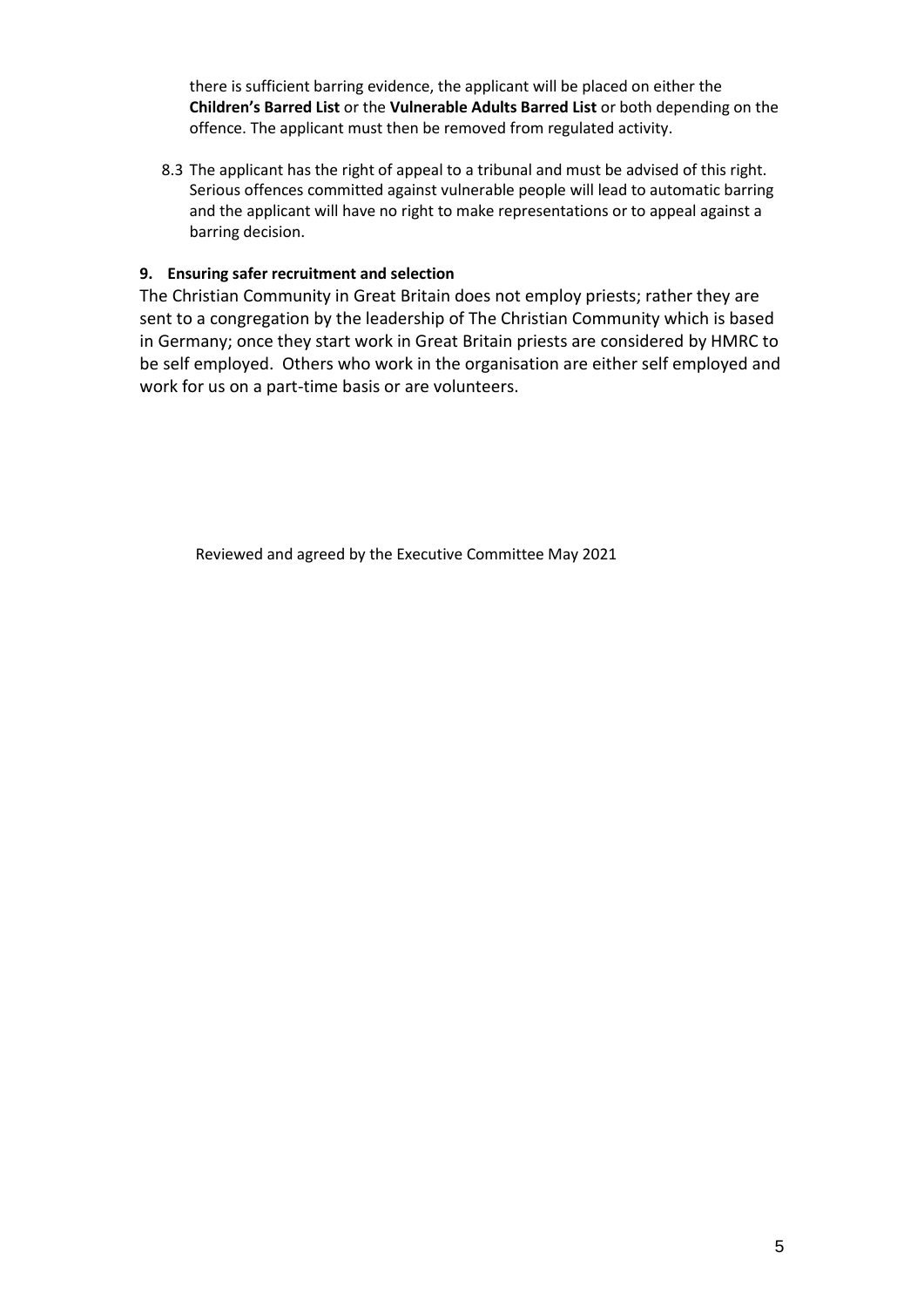there is sufficient barring evidence, the applicant will be placed on either the **Children's Barred List** or the **Vulnerable Adults Barred List** or both depending on the offence. The applicant must then be removed from regulated activity.

8.3 The applicant has the right of appeal to a tribunal and must be advised of this right. Serious offences committed against vulnerable people will lead to automatic barring and the applicant will have no right to make representations or to appeal against a barring decision.

**9. Ensuring safer recruitment and selection**

The Christian Community in Great Britain does not employ priests; rather they are sent to a congregation by the leadership of The Christian Community which is based in Germany; once they start work in Great Britain priests are considered by HMRC to be self employed. Others who work in the organisation are either self employed and work for us on a part-time basis or are volunteers.

Reviewed and agreed by the Executive Committee May 2021